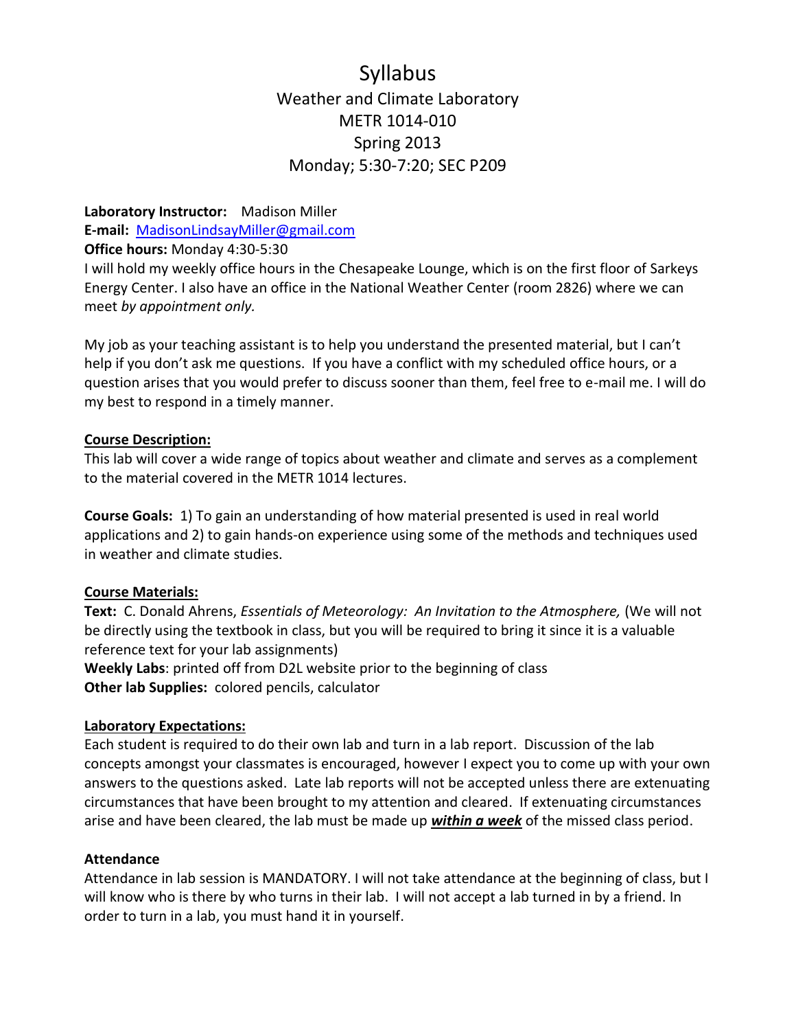# Syllabus

## Weather and Climate Laboratory
## METR 1014-010
## Spring 2013
## Monday; 5:30-7:20; SEC P209

**Laboratory Instructor:** Madison Miller
**E-mail:** MadisonLindsayMiller@gmail.com
**Office hours:** Monday 4:30-5:30
I will hold my weekly office hours in the Chesapeake Lounge, which is on the first floor of Sarkeys Energy Center. I also have an office in the National Weather Center (room 2826) where we can meet *by appointment only.*

My job as your teaching assistant is to help you understand the presented material, but I can't help if you don't ask me questions. If you have a conflict with my scheduled office hours, or a question arises that you would prefer to discuss sooner than them, feel free to e-mail me. I will do my best to respond in a timely manner.

**Course Description:**
This lab will cover a wide range of topics about weather and climate and serves as a complement to the material covered in the METR 1014 lectures.

**Course Goals:** 1) To gain an understanding of how material presented is used in real world applications and 2) to gain hands-on experience using some of the methods and techniques used in weather and climate studies.

**Course Materials:**
**Text:** C. Donald Ahrens, *Essentials of Meteorology: An Invitation to the Atmosphere,* (We will not be directly using the textbook in class, but you will be required to bring it since it is a valuable reference text for your lab assignments)
**Weekly Labs**: printed off from D2L website prior to the beginning of class
**Other lab Supplies:** colored pencils, calculator

**Laboratory Expectations:**
Each student is required to do their own lab and turn in a lab report. Discussion of the lab concepts amongst your classmates is encouraged, however I expect you to come up with your own answers to the questions asked. Late lab reports will not be accepted unless there are extenuating circumstances that have been brought to my attention and cleared. If extenuating circumstances arise and have been cleared, the lab must be made up ***within a week*** of the missed class period.

**Attendance**
Attendance in lab session is MANDATORY. I will not take attendance at the beginning of class, but I will know who is there by who turns in their lab. I will not accept a lab turned in by a friend. In order to turn in a lab, you must hand it in yourself.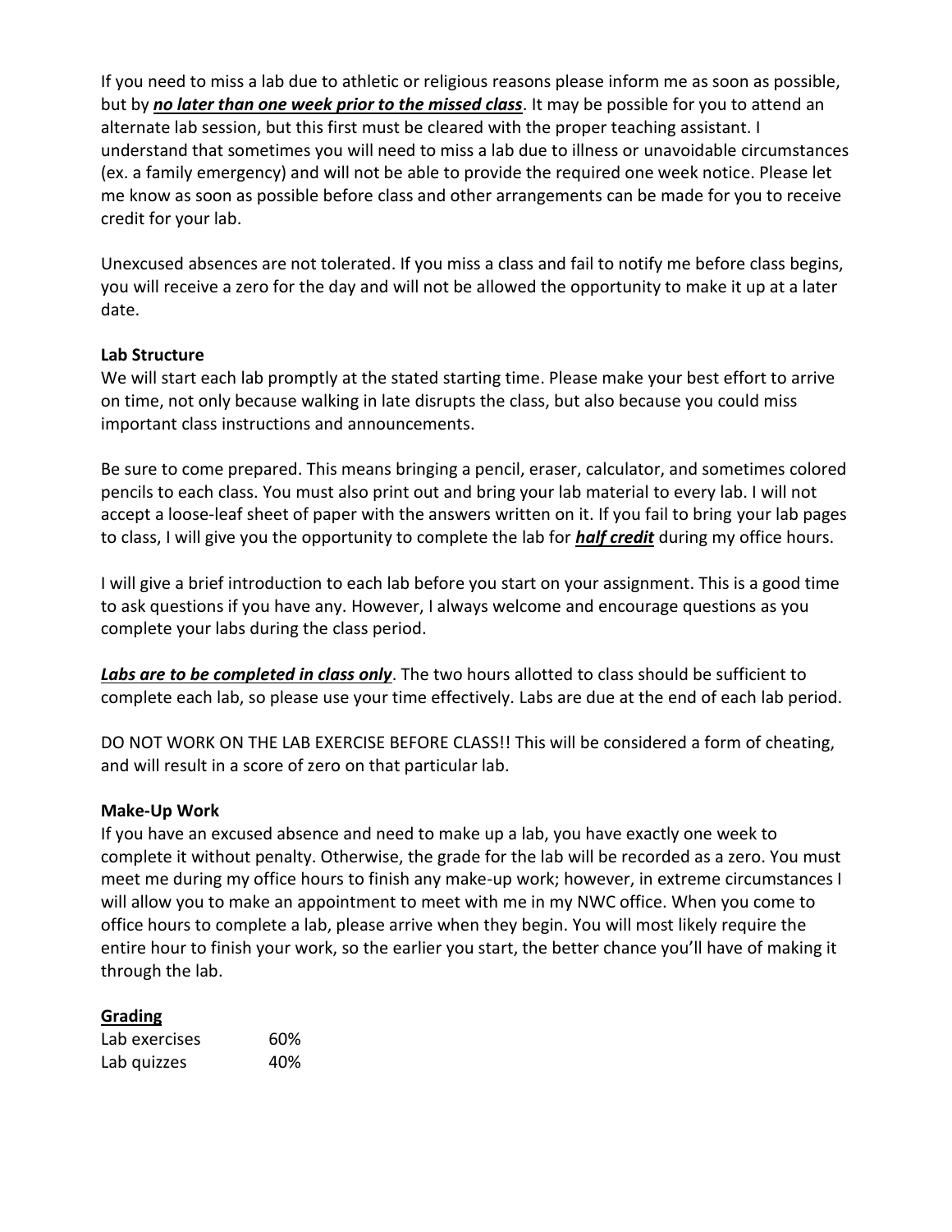If you need to miss a lab due to athletic or religious reasons please inform me as soon as possible, but by ***no later than one week prior to the missed class***. It may be possible for you to attend an alternate lab session, but this first must be cleared with the proper teaching assistant. I understand that sometimes you will need to miss a lab due to illness or unavoidable circumstances (ex. a family emergency) and will not be able to provide the required one week notice. Please let me know as soon as possible before class and other arrangements can be made for you to receive credit for your lab.

Unexcused absences are not tolerated. If you miss a class and fail to notify me before class begins, you will receive a zero for the day and will not be allowed the opportunity to make it up at a later date.

**Lab Structure**

We will start each lab promptly at the stated starting time. Please make your best effort to arrive on time, not only because walking in late disrupts the class, but also because you could miss important class instructions and announcements.

Be sure to come prepared. This means bringing a pencil, eraser, calculator, and sometimes colored pencils to each class. You must also print out and bring your lab material to every lab. I will not accept a loose-leaf sheet of paper with the answers written on it. If you fail to bring your lab pages to class, I will give you the opportunity to complete the lab for ***half credit*** during my office hours.

I will give a brief introduction to each lab before you start on your assignment. This is a good time to ask questions if you have any. However, I always welcome and encourage questions as you complete your labs during the class period.

***Labs are to be completed in class only***. The two hours allotted to class should be sufficient to complete each lab, so please use your time effectively. Labs are due at the end of each lab period.

DO NOT WORK ON THE LAB EXERCISE BEFORE CLASS!! This will be considered a form of cheating, and will result in a score of zero on that particular lab.

**Make-Up Work**

If you have an excused absence and need to make up a lab, you have exactly one week to complete it without penalty. Otherwise, the grade for the lab will be recorded as a zero. You must meet me during my office hours to finish any make-up work; however, in extreme circumstances I will allow you to make an appointment to meet with me in my NWC office. When you come to office hours to complete a lab, please arrive when they begin. You will most likely require the entire hour to finish your work, so the earlier you start, the better chance you'll have of making it through the lab.

**Grading**

| Lab exercises | 60% |
|---|---|
| Lab quizzes | 40% |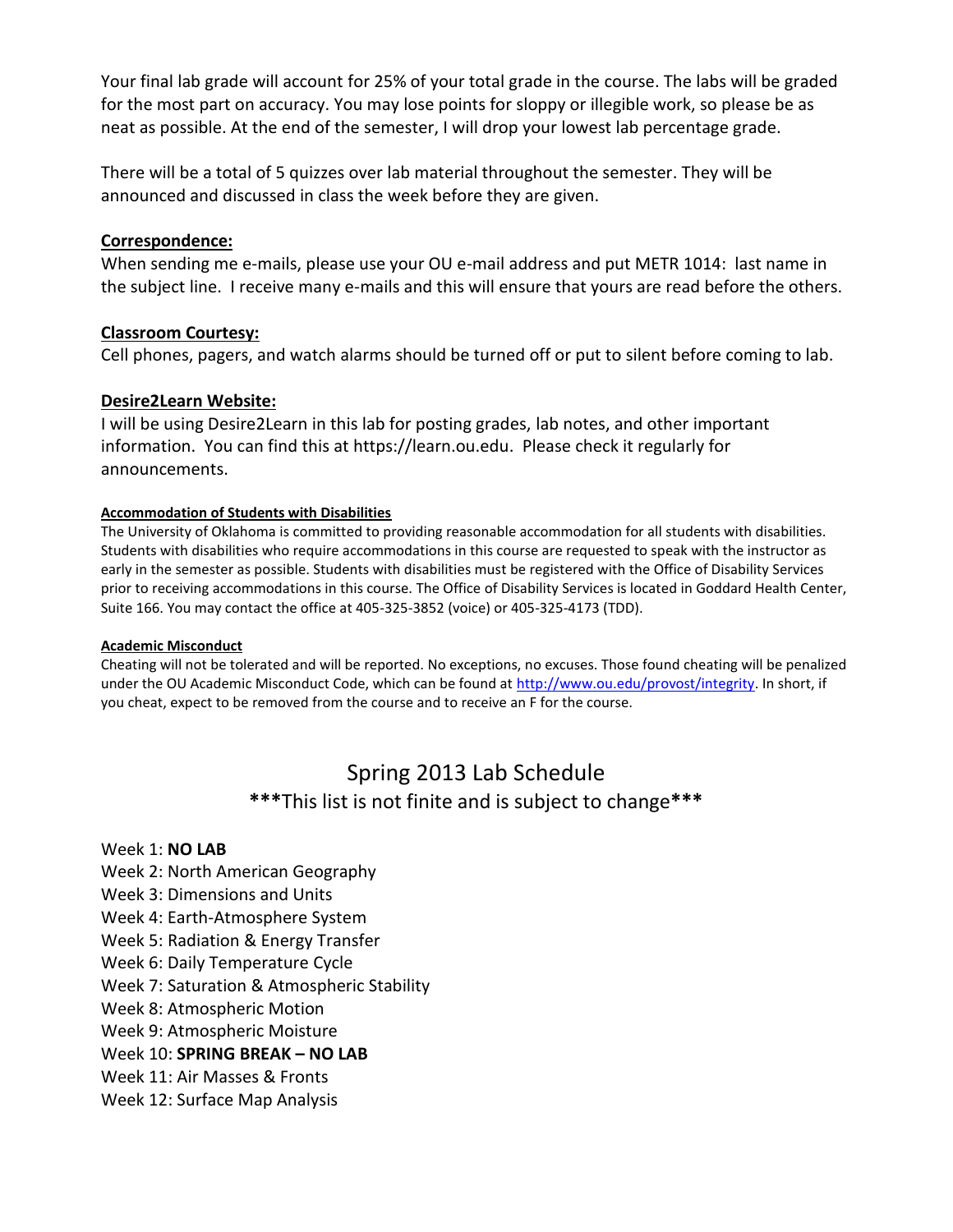Your final lab grade will account for 25% of your total grade in the course. The labs will be graded for the most part on accuracy. You may lose points for sloppy or illegible work, so please be as neat as possible. At the end of the semester, I will drop your lowest lab percentage grade.

There will be a total of 5 quizzes over lab material throughout the semester. They will be announced and discussed in class the week before they are given.

## Correspondence:

When sending me e-mails, please use your OU e-mail address and put METR 1014: last name in the subject line. I receive many e-mails and this will ensure that yours are read before the others.

## Classroom Courtesy:

Cell phones, pagers, and watch alarms should be turned off or put to silent before coming to lab.

## Desire2Learn Website:

I will be using Desire2Learn in this lab for posting grades, lab notes, and other important information. You can find this at https://learn.ou.edu. Please check it regularly for announcements.

### Accommodation of Students with Disabilities

The University of Oklahoma is committed to providing reasonable accommodation for all students with disabilities. Students with disabilities who require accommodations in this course are requested to speak with the instructor as early in the semester as possible. Students with disabilities must be registered with the Office of Disability Services prior to receiving accommodations in this course. The Office of Disability Services is located in Goddard Health Center, Suite 166. You may contact the office at 405-325-3852 (voice) or 405-325-4173 (TDD).

### Academic Misconduct

Cheating will not be tolerated and will be reported. No exceptions, no excuses. Those found cheating will be penalized under the OU Academic Misconduct Code, which can be found at http://www.ou.edu/provost/integrity. In short, if you cheat, expect to be removed from the course and to receive an F for the course.

# Spring 2013 Lab Schedule

**\*\*\***This list is not finite and is subject to change**\*\*\***

Week 1: **NO LAB**
Week 2: North American Geography
Week 3: Dimensions and Units
Week 4: Earth-Atmosphere System
Week 5: Radiation & Energy Transfer
Week 6: Daily Temperature Cycle
Week 7: Saturation & Atmospheric Stability
Week 8: Atmospheric Motion
Week 9: Atmospheric Moisture
Week 10: **SPRING BREAK – NO LAB**
Week 11: Air Masses & Fronts
Week 12: Surface Map Analysis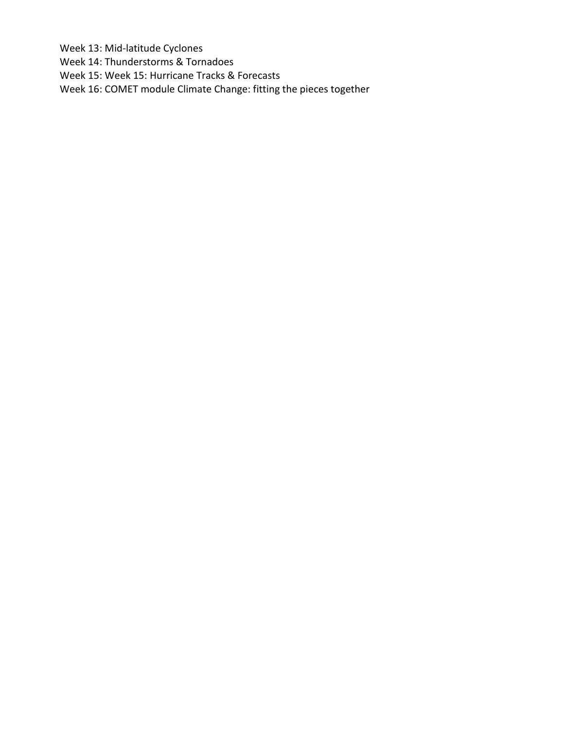Week 13: Mid-latitude Cyclones
Week 14: Thunderstorms & Tornadoes
Week 15: Week 15: Hurricane Tracks & Forecasts
Week 16: COMET module Climate Change: fitting the pieces together